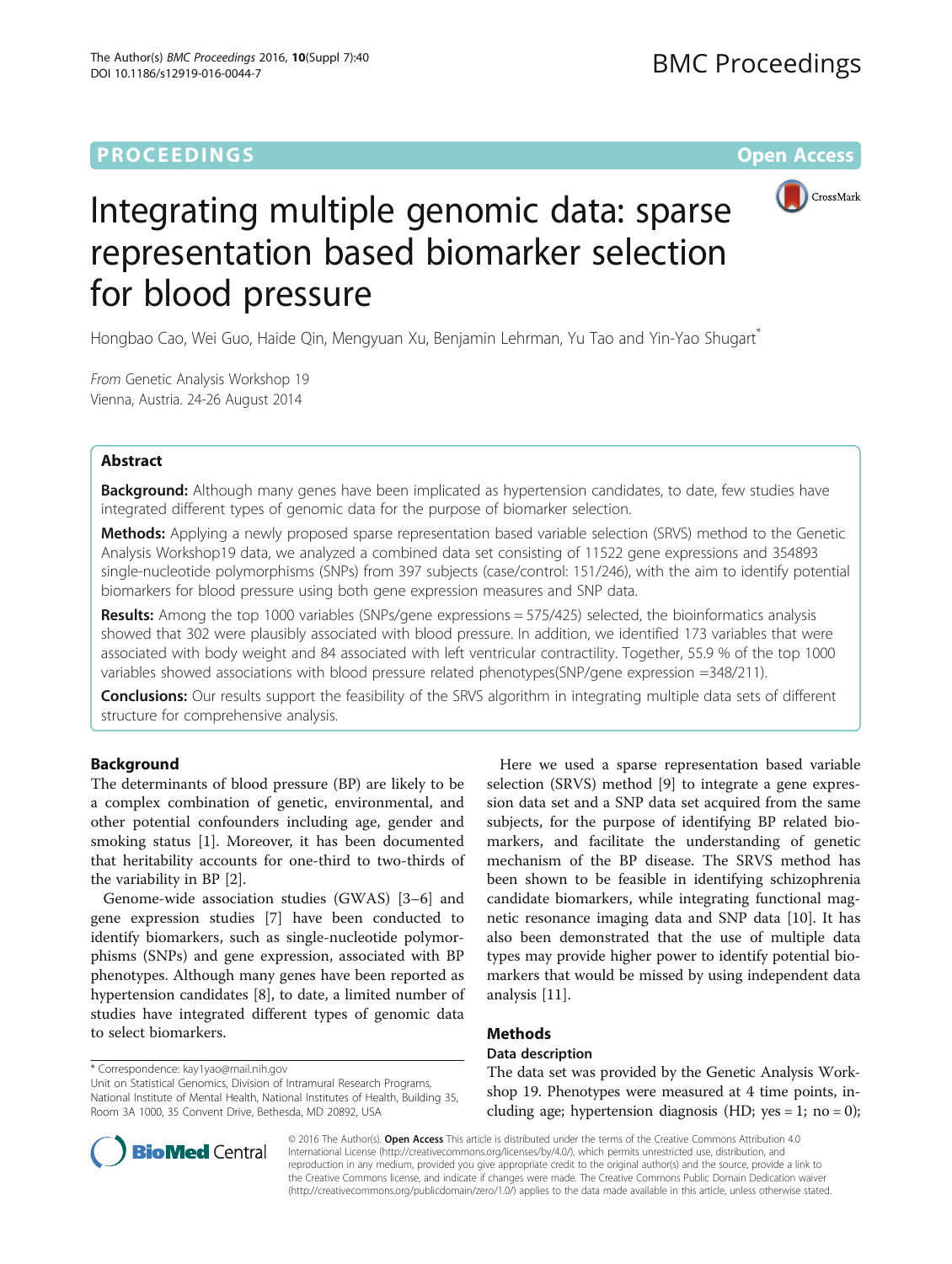# Integrating multiple genomic data: sparse representation based biomarker selection for blood pressure

Hongbao Cao, Wei Guo, Haide Qin, Mengyuan Xu, Benjamin Lehrman, Yu Tao and Yin-Yao Shugart*

*From* Genetic Analysis Workshop 19
Vienna, Austria. 24-26 August 2014

## Abstract

**Background:** Although many genes have been implicated as hypertension candidates, to date, few studies have integrated different types of genomic data for the purpose of biomarker selection.

**Methods:** Applying a newly proposed sparse representation based variable selection (SRVS) method to the Genetic Analysis Workshop19 data, we analyzed a combined data set consisting of 11522 gene expressions and 354893 single-nucleotide polymorphisms (SNPs) from 397 subjects (case/control: 151/246), with the aim to identify potential biomarkers for blood pressure using both gene expression measures and SNP data.

**Results:** Among the top 1000 variables (SNPs/gene expressions = 575/425) selected, the bioinformatics analysis showed that 302 were plausibly associated with blood pressure. In addition, we identified 173 variables that were associated with body weight and 84 associated with left ventricular contractility. Together, 55.9 % of the top 1000 variables showed associations with blood pressure related phenotypes(SNP/gene expression =348/211).

**Conclusions:** Our results support the feasibility of the SRVS algorithm in integrating multiple data sets of different structure for comprehensive analysis.

## Background

The determinants of blood pressure (BP) are likely to be a complex combination of genetic, environmental, and other potential confounders including age, gender and smoking status [1]. Moreover, it has been documented that heritability accounts for one-third to two-thirds of the variability in BP [2].

Genome-wide association studies (GWAS) [3–6] and gene expression studies [7] have been conducted to identify biomarkers, such as single-nucleotide polymorphisms (SNPs) and gene expression, associated with BP phenotypes. Although many genes have been reported as hypertension candidates [8], to date, a limited number of studies have integrated different types of genomic data to select biomarkers.

Here we used a sparse representation based variable selection (SRVS) method [9] to integrate a gene expression data set and a SNP data set acquired from the same subjects, for the purpose of identifying BP related biomarkers, and facilitate the understanding of genetic mechanism of the BP disease. The SRVS method has been shown to be feasible in identifying schizophrenia candidate biomarkers, while integrating functional magnetic resonance imaging data and SNP data [10]. It has also been demonstrated that the use of multiple data types may provide higher power to identify potential biomarkers that would be missed by using independent data analysis [11].

## Methods

### Data description

The data set was provided by the Genetic Analysis Workshop 19. Phenotypes were measured at 4 time points, including age; hypertension diagnosis (HD; yes = 1; no = 0);

\* Correspondence: kay1yao@mail.nih.gov
Unit on Statistical Genomics, Division of Intramural Research Programs, National Institute of Mental Health, National Institutes of Health, Building 35, Room 3A 1000, 35 Convent Drive, Bethesda, MD 20892, USA

© 2016 The Author(s). **Open Access** This article is distributed under the terms of the Creative Commons Attribution 4.0 International License (http://creativecommons.org/licenses/by/4.0/), which permits unrestricted use, distribution, and reproduction in any medium, provided you give appropriate credit to the original author(s) and the source, provide a link to the Creative Commons license, and indicate if changes were made. The Creative Commons Public Domain Dedication waiver (http://creativecommons.org/publicdomain/zero/1.0/) applies to the data made available in this article, unless otherwise stated.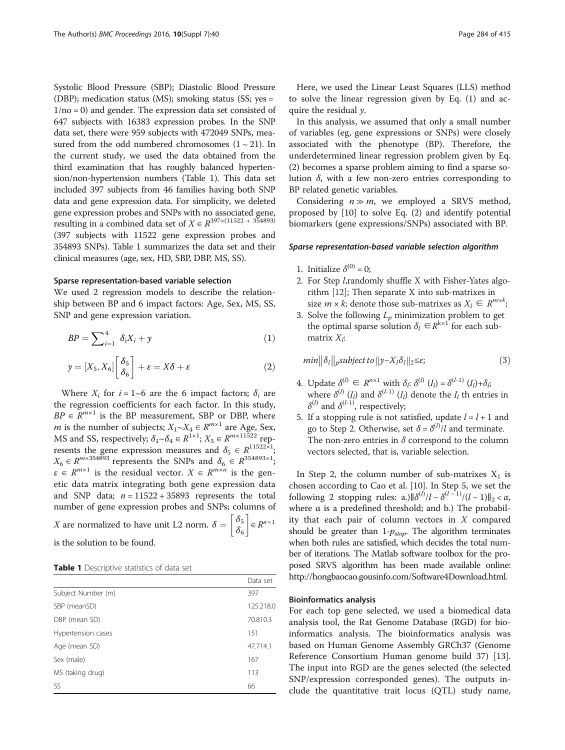Systolic Blood Pressure (SBP); Diastolic Blood Pressure (DBP); medication status (MS); smoking status (SS; yes = 1/no = 0) and gender. The expression data set consisted of 647 subjects with 16383 expression probes. In the SNP data set, there were 959 subjects with 472049 SNPs, measured from the odd numbered chromosomes ($1 \sim 21$). In the current study, we used the data obtained from the third examination that has roughly balanced hypertension/non-hypertension numbers (Table 1). This data set included 397 subjects from 46 families having both SNP data and gene expression data. For simplicity, we deleted gene expression probes and SNPs with no associated gene, resulting in a combined data set of $X \in R^{397 \times (11522\ +\ 354893)}$ (397 subjects with 11522 gene expression probes and 354893 SNPs). Table 1 summarizes the data set and their clinical measures (age, sex, HD, SBP, DBP, MS, SS).

### Sparse representation-based variable selection

We used 2 regression models to describe the relationship between BP and 6 impact factors: Age, Sex, MS, SS, SNP and gene expression variation.

$$BP = \sum_{i=1}^{4} \delta_i X_i + y \tag{1}$$

$$y = [X_5, X_6]\begin{bmatrix}\delta_5\\ \delta_6\end{bmatrix} + \varepsilon = X\delta + \varepsilon \tag{2}$$

Where $X_i$ for $i = 1 \sim 6$ are the 6 impact factors; $\delta_i$ are the regression coefficients for each factor. In this study, $BP \in R^{m \times 1}$ is the BP measurement, SBP or DBP, where $m$ is the number of subjects; $X_1 \sim X_4 \in R^{m \times 1}$ are Age, Sex, MS and SS, respectively; $\delta_1 \sim \delta_4 \in R^{1 \times 1}$; $X_5 \in R^{m \times 11522}$ represents the gene expression measures and $\delta_5 \in R^{11522 \times 1}$; $X_6 \in R^{m \times 354893}$ represents the SNPs and $\delta_6 \in R^{354893 \times 1}$; $\varepsilon \in R^{m \times 1}$ is the residual vector. $X \in R^{m \times n}$ is the genetic data matrix integrating both gene expression data and SNP data; $n = 11522 + 35893$ represents the total number of gene expression probes and SNPs; columns of $X$ are normalized to have unit L2 norm. $\delta = \begin{bmatrix}\delta_5\\ \delta_6\end{bmatrix} \in R^{n \times 1}$ is the solution to be found.

**Table 1** Descriptive statistics of data set

| | Data set |
|---|---|
| Subject Number (m) | 397 |
| SBP (meanSD) | 125.218.0 |
| DBP (mean SD) | 70.810.3 |
| Hypertension cases | 151 |
| Age (mean SD) | 47.714.1 |
| Sex (male) | 167 |
| MS (taking drug) | 113 |
| SS | 66 |

Here, we used the Linear Least Squares (LLS) method to solve the linear regression given by Eq. (1) and acquire the residual $y$.

In this analysis, we assumed that only a small number of variables (eg, gene expressions or SNPs) were closely associated with the phenotype (BP). Therefore, the underdetermined linear regression problem given by Eq. (2) becomes a sparse problem aiming to find a sparse solution $\delta$, with a few non-zero entries corresponding to BP related genetic variables.

Considering $n \gg m$, we employed a SRVS method, proposed by [10] to solve Eq. (2) and identify potential biomarkers (gene expressions/SNPs) associated with BP.

#### *Sparse representation-based variable selection algorithm*

1. Initialize $\delta^{(0)} = 0$;
2. For Step $l$,randomly shuffle X with Fisher-Yates algorithm [12]; Then separate X into sub-matrixes in size $m \times k$; denote those sub-matrixes as $X_l \in R^{m \times k}$;
3. Solve the following $L_p$ minimization problem to get the optimal sparse solution $\delta_l \in R^{k \times 1}$ for each sub-matrix $X_l$:

$$min\|\delta_l\|_p subject\ to\ \|y - X_l\delta_l\|_2 \le \varepsilon; \tag{3}$$

4. Update $\delta^{(l)} \in R^{n \times 1}$ with $\delta_l$: $\delta^{(l)}(I_l) = \delta^{(l-1)}(I_l) + \delta_l$; where $\delta^{(l)}(I_l)$ and $\delta^{(l-1)}(I_l)$ denote the $I_l$ th entries in $\delta^{(l)}$ and $\delta^{(l-1)}$, respectively;
5. If a stopping rule is not satisfied, update $l = l + 1$ and go to Step 2. Otherwise, set $\delta = \delta^{(l)}/l$ and terminate. The non-zero entries in $\delta$ correspond to the column vectors selected, that is, variable selection.

In Step 2, the column number of sub-matrixes $X_1$ is chosen according to Cao et al. [10]. In Step 5, we set the following 2 stopping rules: a.) $\|\delta^{(l)}/l - \delta^{(l-1)}/(l-1)\|_2 < \alpha$, where $\alpha$ is a predefined threshold; and b.) The probability that each pair of column vectors in $X$ compared should be greater than $1$-$p_{stop}$. The algorithm terminates when both rules are satisfied, which decides the total number of iterations. The Matlab software toolbox for the proposed SRVS algorithm has been made available online: http://hongbaocao.gousinfo.com/Software4Download.html.

### Bioinformatics analysis

For each top gene selected, we used a biomedical data analysis tool, the Rat Genome Database (RGD) for bioinformatics analysis. The bioinformatics analysis was based on Human Genome Assembly GRCh37 (Genome Reference Consortium Human genome build 37) [13]. The input into RGD are the genes selected (the selected SNP/expression corresponded genes). The outputs include the quantitative trait locus (QTL) study name,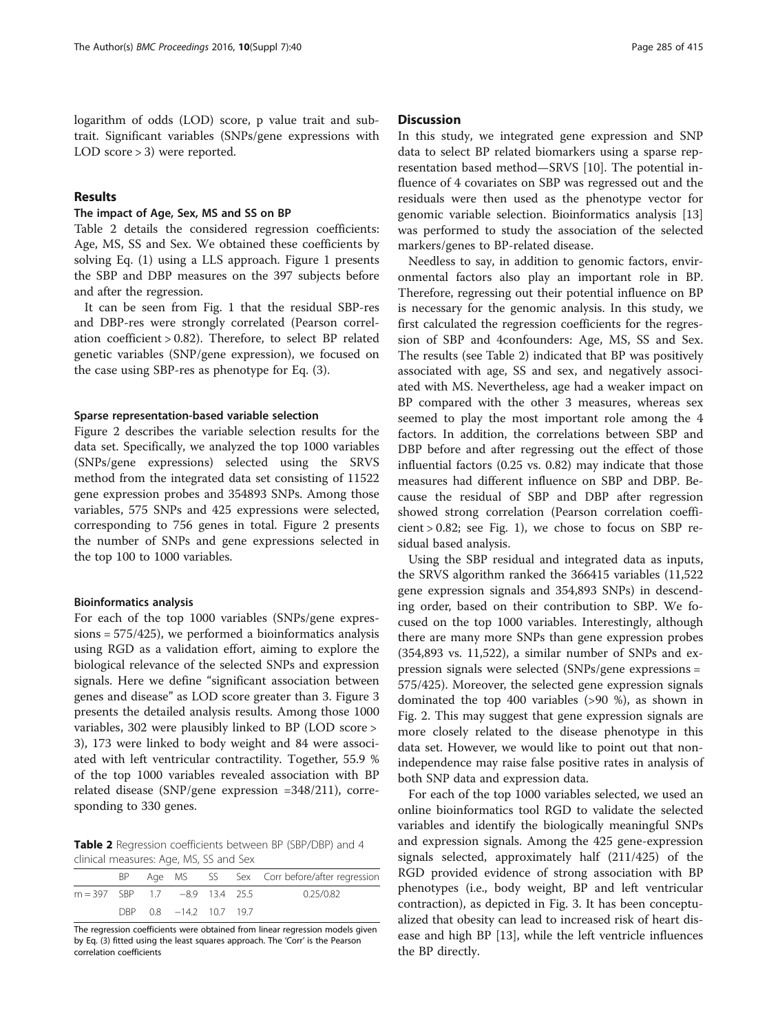logarithm of odds (LOD) score, p value trait and subtrait. Significant variables (SNPs/gene expressions with LOD score > 3) were reported.

## Results

### The impact of Age, Sex, MS and SS on BP

Table 2 details the considered regression coefficients: Age, MS, SS and Sex. We obtained these coefficients by solving Eq. (1) using a LLS approach. Figure 1 presents the SBP and DBP measures on the 397 subjects before and after the regression.

It can be seen from Fig. 1 that the residual SBP-res and DBP-res were strongly correlated (Pearson correlation coefficient > 0.82). Therefore, to select BP related genetic variables (SNP/gene expression), we focused on the case using SBP-res as phenotype for Eq. (3).

### Sparse representation-based variable selection

Figure 2 describes the variable selection results for the data set. Specifically, we analyzed the top 1000 variables (SNPs/gene expressions) selected using the SRVS method from the integrated data set consisting of 11522 gene expression probes and 354893 SNPs. Among those variables, 575 SNPs and 425 expressions were selected, corresponding to 756 genes in total. Figure 2 presents the number of SNPs and gene expressions selected in the top 100 to 1000 variables.

### Bioinformatics analysis

For each of the top 1000 variables (SNPs/gene expressions = 575/425), we performed a bioinformatics analysis using RGD as a validation effort, aiming to explore the biological relevance of the selected SNPs and expression signals. Here we define "significant association between genes and disease" as LOD score greater than 3. Figure 3 presents the detailed analysis results. Among those 1000 variables, 302 were plausibly linked to BP (LOD score > 3), 173 were linked to body weight and 84 were associated with left ventricular contractility. Together, 55.9 % of the top 1000 variables revealed association with BP related disease (SNP/gene expression =348/211), corresponding to 330 genes.

**Table 2** Regression coefficients between BP (SBP/DBP) and 4 clinical measures: Age, MS, SS and Sex

| | BP | Age | MS | SS | Sex | Corr before/after regression |
|---|---|---|---|---|---|---|
| m = 397 | SBP | 1.7 | −8.9 | 13.4 | 25.5 | 0.25/0.82 |
| | DBP | 0.8 | −14.2 | 10.7 | 19.7 | |

The regression coefficients were obtained from linear regression models given by Eq. (3) fitted using the least squares approach. The 'Corr' is the Pearson correlation coefficients

## Discussion

In this study, we integrated gene expression and SNP data to select BP related biomarkers using a sparse representation based method—SRVS [10]. The potential influence of 4 covariates on SBP was regressed out and the residuals were then used as the phenotype vector for genomic variable selection. Bioinformatics analysis [13] was performed to study the association of the selected markers/genes to BP-related disease.

Needless to say, in addition to genomic factors, environmental factors also play an important role in BP. Therefore, regressing out their potential influence on BP is necessary for the genomic analysis. In this study, we first calculated the regression coefficients for the regression of SBP and 4confounders: Age, MS, SS and Sex. The results (see Table 2) indicated that BP was positively associated with age, SS and sex, and negatively associated with MS. Nevertheless, age had a weaker impact on BP compared with the other 3 measures, whereas sex seemed to play the most important role among the 4 factors. In addition, the correlations between SBP and DBP before and after regressing out the effect of those influential factors (0.25 vs. 0.82) may indicate that those measures had different influence on SBP and DBP. Because the residual of SBP and DBP after regression showed strong correlation (Pearson correlation coefficient > 0.82; see Fig. 1), we chose to focus on SBP residual based analysis.

Using the SBP residual and integrated data as inputs, the SRVS algorithm ranked the 366415 variables (11,522 gene expression signals and 354,893 SNPs) in descending order, based on their contribution to SBP. We focused on the top 1000 variables. Interestingly, although there are many more SNPs than gene expression probes (354,893 vs. 11,522), a similar number of SNPs and expression signals were selected (SNPs/gene expressions = 575/425). Moreover, the selected gene expression signals dominated the top 400 variables (>90 %), as shown in Fig. 2. This may suggest that gene expression signals are more closely related to the disease phenotype in this data set. However, we would like to point out that nonindependence may raise false positive rates in analysis of both SNP data and expression data.

For each of the top 1000 variables selected, we used an online bioinformatics tool RGD to validate the selected variables and identify the biologically meaningful SNPs and expression signals. Among the 425 gene-expression signals selected, approximately half (211/425) of the RGD provided evidence of strong association with BP phenotypes (i.e., body weight, BP and left ventricular contraction), as depicted in Fig. 3. It has been conceptualized that obesity can lead to increased risk of heart disease and high BP [13], while the left ventricle influences the BP directly.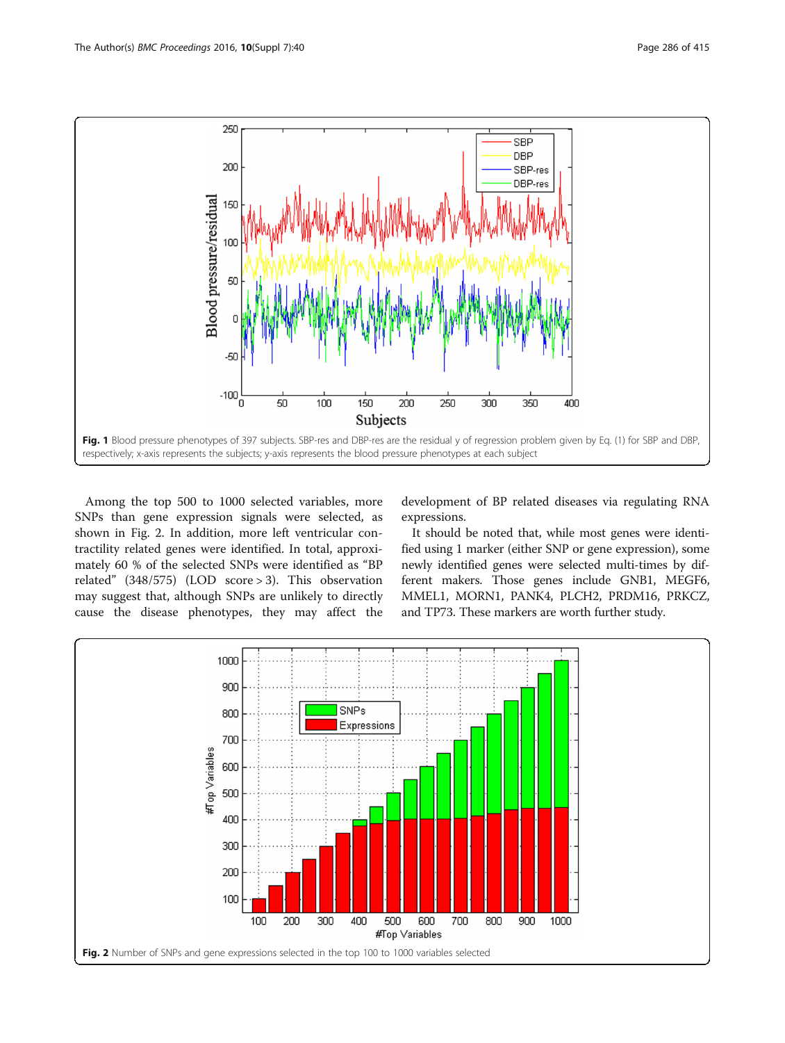**Fig. 1** Blood pressure phenotypes of 397 subjects. SBP-res and DBP-res are the residual y of regression problem given by Eq. (1) for SBP and DBP, respectively; x-axis represents the subjects; y-axis represents the blood pressure phenotypes at each subject

Among the top 500 to 1000 selected variables, more SNPs than gene expression signals were selected, as shown in Fig. 2. In addition, more left ventricular contractility related genes were identified. In total, approximately 60 % of the selected SNPs were identified as "BP related" (348/575) (LOD score > 3). This observation may suggest that, although SNPs are unlikely to directly cause the disease phenotypes, they may affect the development of BP related diseases via regulating RNA expressions.

It should be noted that, while most genes were identified using 1 marker (either SNP or gene expression), some newly identified genes were selected multi-times by different makers. Those genes include GNB1, MEGF6, MMEL1, MORN1, PANK4, PLCH2, PRDM16, PRKCZ, and TP73. These markers are worth further study.

**Fig. 2** Number of SNPs and gene expressions selected in the top 100 to 1000 variables selected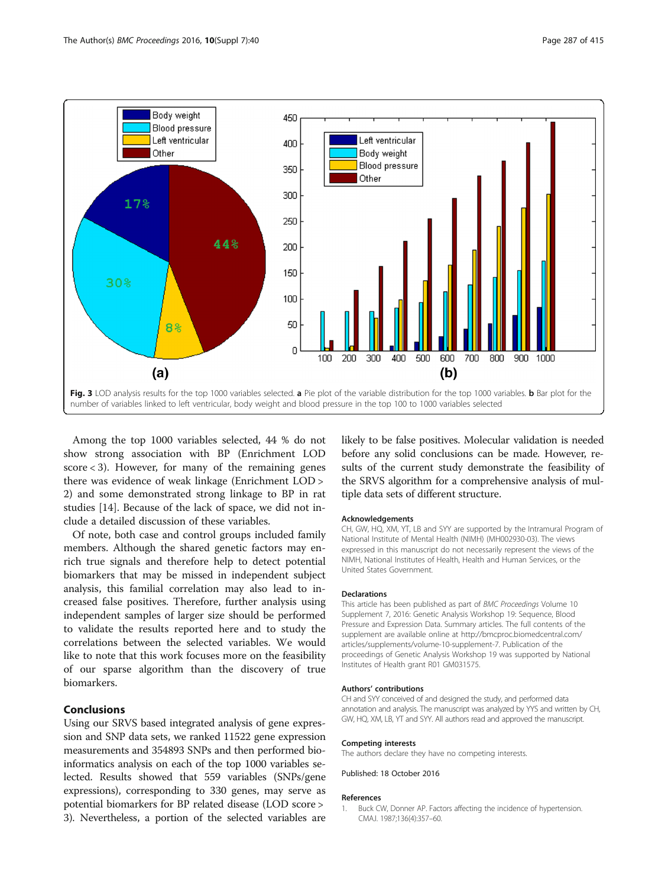Fig. 3 LOD analysis results for the top 1000 variables selected. **a** Pie plot of the variable distribution for the top 1000 variables. **b** Bar plot for the number of variables linked to left ventricular, body weight and blood pressure in the top 100 to 1000 variables selected

Among the top 1000 variables selected, 44 % do not show strong association with BP (Enrichment LOD score < 3). However, for many of the remaining genes there was evidence of weak linkage (Enrichment LOD > 2) and some demonstrated strong linkage to BP in rat studies [14]. Because of the lack of space, we did not include a detailed discussion of these variables.

Of note, both case and control groups included family members. Although the shared genetic factors may enrich true signals and therefore help to detect potential biomarkers that may be missed in independent subject analysis, this familial correlation may also lead to increased false positives. Therefore, further analysis using independent samples of larger size should be performed to validate the results reported here and to study the correlations between the selected variables. We would like to note that this work focuses more on the feasibility of our sparse algorithm than the discovery of true biomarkers.

## Conclusions

Using our SRVS based integrated analysis of gene expression and SNP data sets, we ranked 11522 gene expression measurements and 354893 SNPs and then performed bioinformatics analysis on each of the top 1000 variables selected. Results showed that 559 variables (SNPs/gene expressions), corresponding to 330 genes, may serve as potential biomarkers for BP related disease (LOD score > 3). Nevertheless, a portion of the selected variables are likely to be false positives. Molecular validation is needed before any solid conclusions can be made. However, results of the current study demonstrate the feasibility of the SRVS algorithm for a comprehensive analysis of multiple data sets of different structure.

### Acknowledgements

CH, GW, HQ, XM, YT, LB and SYY are supported by the Intramural Program of National Institute of Mental Health (NIMH) (MH002930-03). The views expressed in this manuscript do not necessarily represent the views of the NIMH, National Institutes of Health, Health and Human Services, or the United States Government.

### Declarations

This article has been published as part of *BMC Proceedings* Volume 10 Supplement 7, 2016: Genetic Analysis Workshop 19: Sequence, Blood Pressure and Expression Data. Summary articles. The full contents of the supplement are available online at http://bmcproc.biomedcentral.com/articles/supplements/volume-10-supplement-7. Publication of the proceedings of Genetic Analysis Workshop 19 was supported by National Institutes of Health grant R01 GM031575.

### Authors' contributions

CH and SYY conceived of and designed the study, and performed data annotation and analysis. The manuscript was analyzed by YYS and written by CH, GW, HQ, XM, LB, YT and SYY. All authors read and approved the manuscript.

### Competing interests

The authors declare they have no competing interests.

Published: 18 October 2016

### References

1. Buck CW, Donner AP. Factors affecting the incidence of hypertension. CMAJ. 1987;136(4):357–60.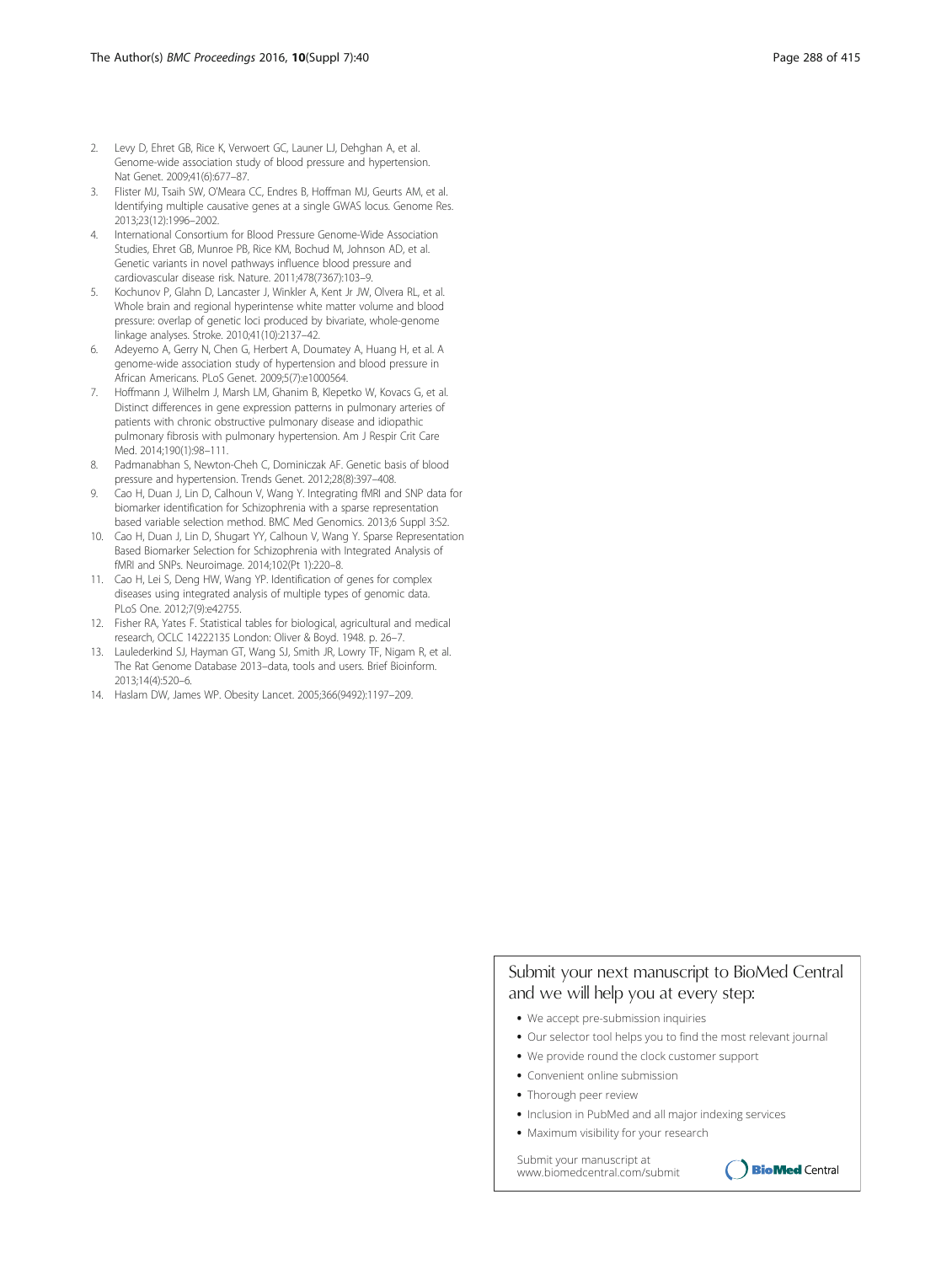2. Levy D, Ehret GB, Rice K, Verwoert GC, Launer LJ, Dehghan A, et al. Genome-wide association study of blood pressure and hypertension. Nat Genet. 2009;41(6):677–87.
3. Flister MJ, Tsaih SW, O'Meara CC, Endres B, Hoffman MJ, Geurts AM, et al. Identifying multiple causative genes at a single GWAS locus. Genome Res. 2013;23(12):1996–2002.
4. International Consortium for Blood Pressure Genome-Wide Association Studies, Ehret GB, Munroe PB, Rice KM, Bochud M, Johnson AD, et al. Genetic variants in novel pathways influence blood pressure and cardiovascular disease risk. Nature. 2011;478(7367):103–9.
5. Kochunov P, Glahn D, Lancaster J, Winkler A, Kent Jr JW, Olvera RL, et al. Whole brain and regional hyperintense white matter volume and blood pressure: overlap of genetic loci produced by bivariate, whole-genome linkage analyses. Stroke. 2010;41(10):2137–42.
6. Adeyemo A, Gerry N, Chen G, Herbert A, Doumatey A, Huang H, et al. A genome-wide association study of hypertension and blood pressure in African Americans. PLoS Genet. 2009;5(7):e1000564.
7. Hoffmann J, Wilhelm J, Marsh LM, Ghanim B, Klepetko W, Kovacs G, et al. Distinct differences in gene expression patterns in pulmonary arteries of patients with chronic obstructive pulmonary disease and idiopathic pulmonary fibrosis with pulmonary hypertension. Am J Respir Crit Care Med. 2014;190(1):98–111.
8. Padmanabhan S, Newton-Cheh C, Dominiczak AF. Genetic basis of blood pressure and hypertension. Trends Genet. 2012;28(8):397–408.
9. Cao H, Duan J, Lin D, Calhoun V, Wang Y. Integrating fMRI and SNP data for biomarker identification for Schizophrenia with a sparse representation based variable selection method. BMC Med Genomics. 2013;6 Suppl 3:S2.
10. Cao H, Duan J, Lin D, Shugart YY, Calhoun V, Wang Y. Sparse Representation Based Biomarker Selection for Schizophrenia with Integrated Analysis of fMRI and SNPs. Neuroimage. 2014;102(Pt 1):220–8.
11. Cao H, Lei S, Deng HW, Wang YP. Identification of genes for complex diseases using integrated analysis of multiple types of genomic data. PLoS One. 2012;7(9):e42755.
12. Fisher RA, Yates F. Statistical tables for biological, agricultural and medical research, OCLC 14222135 London: Oliver & Boyd. 1948. p. 26–7.
13. Laulederkind SJ, Hayman GT, Wang SJ, Smith JR, Lowry TF, Nigam R, et al. The Rat Genome Database 2013–data, tools and users. Brief Bioinform. 2013;14(4):520–6.
14. Haslam DW, James WP. Obesity Lancet. 2005;366(9492):1197–209.

Submit your next manuscript to BioMed Central and we will help you at every step:

- We accept pre-submission inquiries
- Our selector tool helps you to find the most relevant journal
- We provide round the clock customer support
- Convenient online submission
- Thorough peer review
- Inclusion in PubMed and all major indexing services
- Maximum visibility for your research

Submit your manuscript at www.biomedcentral.com/submit

BioMed Central